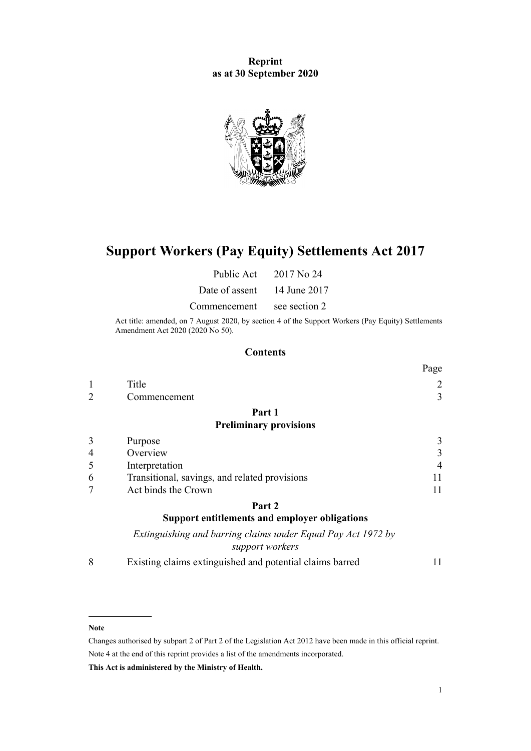**Reprint as at 30 September 2020**

# Support Workers (Pay Equity) Settlements Act 2017

| | |
|---|---|
| Public Act | 2017 No 24 |
| Date of assent | 14 June 2017 |
| Commencement | see section 2 |

Act title: amended, on 7 August 2020, by section 4 of the Support Workers (Pay Equity) Settlements Amendment Act 2020 (2020 No 50).

## Contents

| | | Page |
|---|---|---|
| 1 | Title | 2 |
| 2 | Commencement | 3 |
| | **Part 1** | |
| | **Preliminary provisions** | |
| 3 | Purpose | 3 |
| 4 | Overview | 3 |
| 5 | Interpretation | 4 |
| 6 | Transitional, savings, and related provisions | 11 |
| 7 | Act binds the Crown | 11 |
| | **Part 2** | |
| | **Support entitlements and employer obligations** | |
| | *Extinguishing and barring claims under Equal Pay Act 1972 by support workers* | |
| 8 | Existing claims extinguished and potential claims barred | 11 |

**Note**

Changes authorised by subpart 2 of Part 2 of the Legislation Act 2012 have been made in this official reprint.

Note 4 at the end of this reprint provides a list of the amendments incorporated.

**This Act is administered by the Ministry of Health.**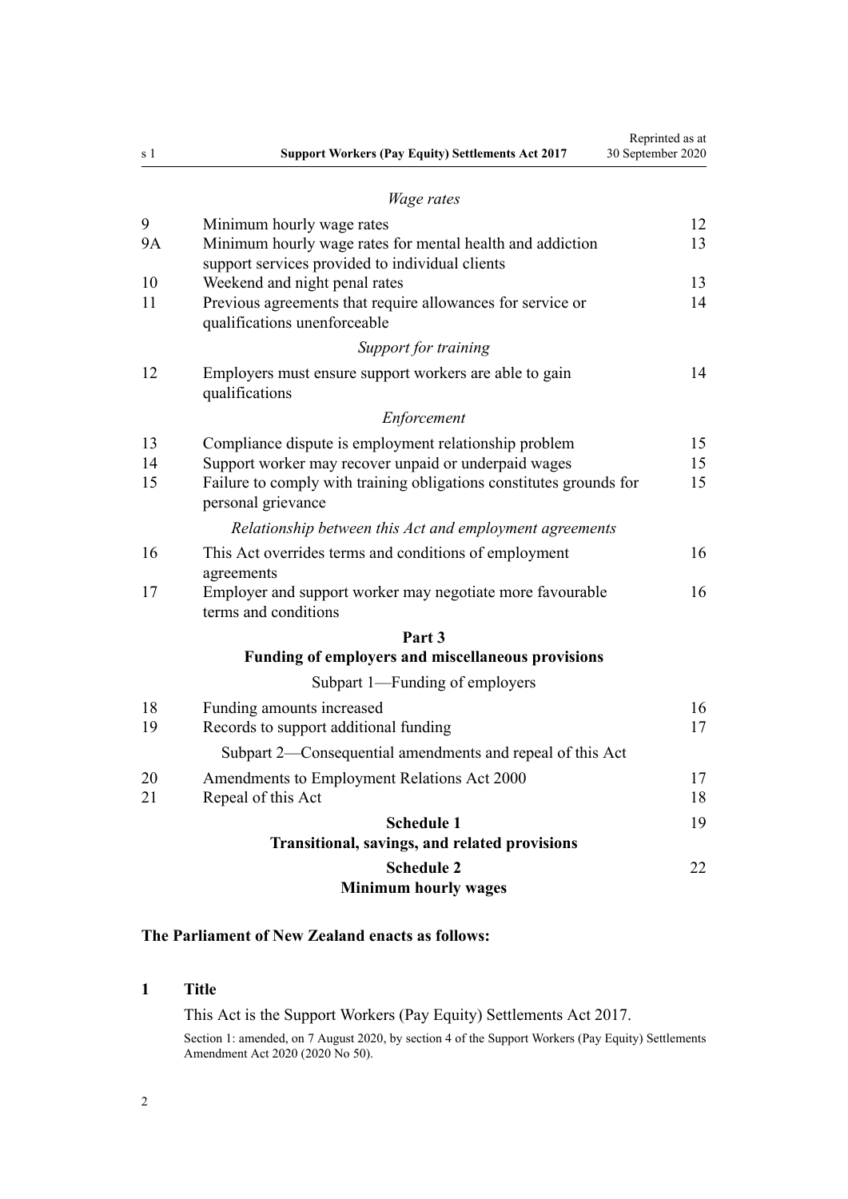*Wage rates*

| | | |
|---|---|---|
| 9 | Minimum hourly wage rates | 12 |
| 9A | Minimum hourly wage rates for mental health and addiction support services provided to individual clients | 13 |
| 10 | Weekend and night penal rates | 13 |
| 11 | Previous agreements that require allowances for service or qualifications unenforceable | 14 |

*Support for training*

| | | |
|---|---|---|
| 12 | Employers must ensure support workers are able to gain qualifications | 14 |

*Enforcement*

| | | |
|---|---|---|
| 13 | Compliance dispute is employment relationship problem | 15 |
| 14 | Support worker may recover unpaid or underpaid wages | 15 |
| 15 | Failure to comply with training obligations constitutes grounds for personal grievance | 15 |

*Relationship between this Act and employment agreements*

| | | |
|---|---|---|
| 16 | This Act overrides terms and conditions of employment agreements | 16 |
| 17 | Employer and support worker may negotiate more favourable terms and conditions | 16 |

**Part 3**
**Funding of employers and miscellaneous provisions**

Subpart 1—Funding of employers

| | | |
|---|---|---|
| 18 | Funding amounts increased | 16 |
| 19 | Records to support additional funding | 17 |

Subpart 2—Consequential amendments and repeal of this Act

| | | |
|---|---|---|
| 20 | Amendments to Employment Relations Act 2000 | 17 |
| 21 | Repeal of this Act | 18 |

**Schedule 1** — 19
**Transitional, savings, and related provisions**

**Schedule 2** — 22
**Minimum hourly wages**

**The Parliament of New Zealand enacts as follows:**

## 1 Title

This Act is the Support Workers (Pay Equity) Settlements Act 2017.

Section 1: amended, on 7 August 2020, by section 4 of the Support Workers (Pay Equity) Settlements Amendment Act 2020 (2020 No 50).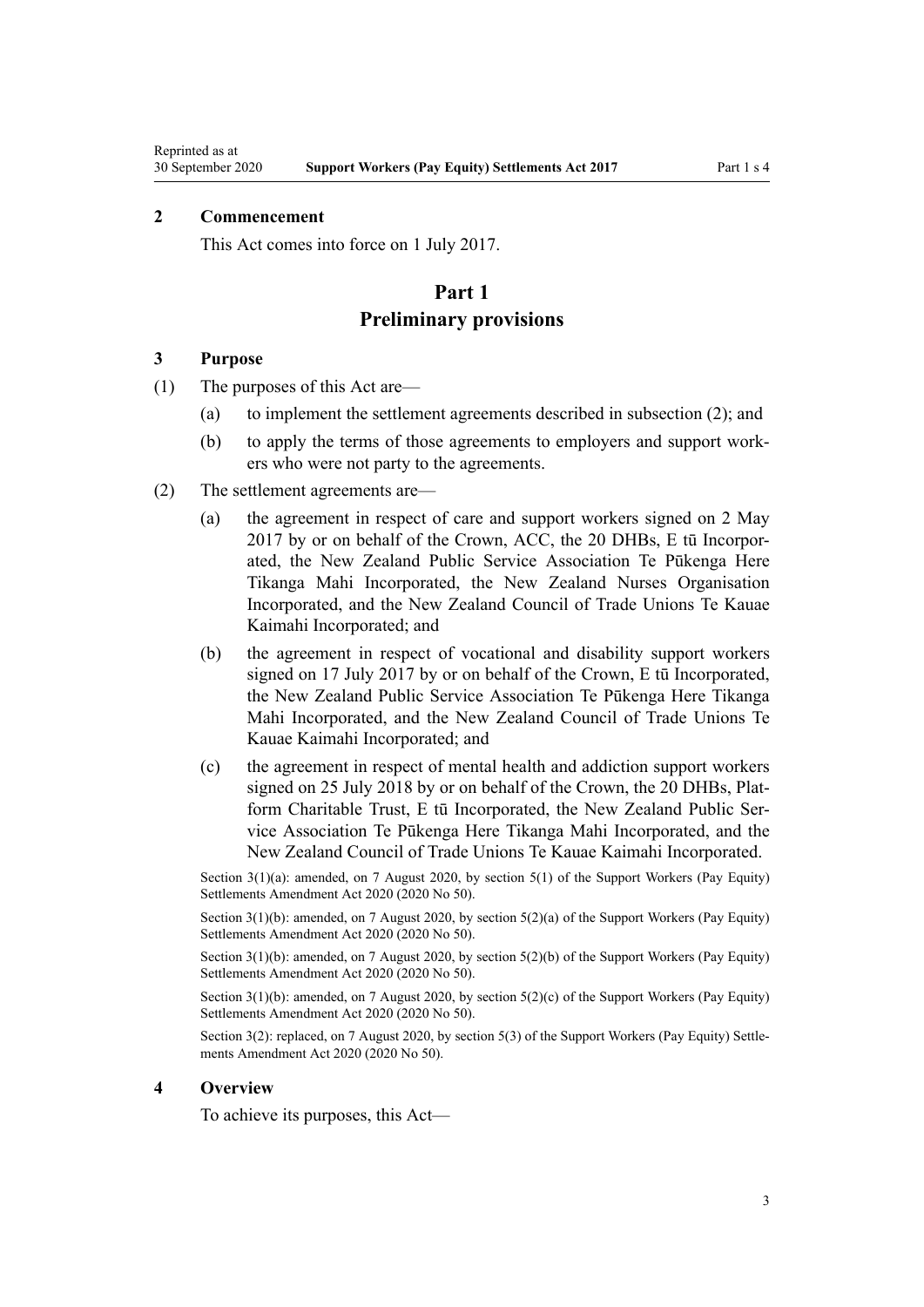## 2 Commencement

This Act comes into force on 1 July 2017.

# Part 1
# Preliminary provisions

## 3 Purpose

(1) The purposes of this Act are—

(a) to implement the settlement agreements described in subsection (2); and

(b) to apply the terms of those agreements to employers and support workers who were not party to the agreements.

(2) The settlement agreements are—

(a) the agreement in respect of care and support workers signed on 2 May 2017 by or on behalf of the Crown, ACC, the 20 DHBs, E tū Incorporated, the New Zealand Public Service Association Te Pūkenga Here Tikanga Mahi Incorporated, the New Zealand Nurses Organisation Incorporated, and the New Zealand Council of Trade Unions Te Kauae Kaimahi Incorporated; and

(b) the agreement in respect of vocational and disability support workers signed on 17 July 2017 by or on behalf of the Crown, E tū Incorporated, the New Zealand Public Service Association Te Pūkenga Here Tikanga Mahi Incorporated, and the New Zealand Council of Trade Unions Te Kauae Kaimahi Incorporated; and

(c) the agreement in respect of mental health and addiction support workers signed on 25 July 2018 by or on behalf of the Crown, the 20 DHBs, Platform Charitable Trust, E tū Incorporated, the New Zealand Public Service Association Te Pūkenga Here Tikanga Mahi Incorporated, and the New Zealand Council of Trade Unions Te Kauae Kaimahi Incorporated.

Section 3(1)(a): amended, on 7 August 2020, by section 5(1) of the Support Workers (Pay Equity) Settlements Amendment Act 2020 (2020 No 50).

Section 3(1)(b): amended, on 7 August 2020, by section 5(2)(a) of the Support Workers (Pay Equity) Settlements Amendment Act 2020 (2020 No 50).

Section 3(1)(b): amended, on 7 August 2020, by section 5(2)(b) of the Support Workers (Pay Equity) Settlements Amendment Act 2020 (2020 No 50).

Section 3(1)(b): amended, on 7 August 2020, by section 5(2)(c) of the Support Workers (Pay Equity) Settlements Amendment Act 2020 (2020 No 50).

Section 3(2): replaced, on 7 August 2020, by section 5(3) of the Support Workers (Pay Equity) Settlements Amendment Act 2020 (2020 No 50).

## 4 Overview

To achieve its purposes, this Act—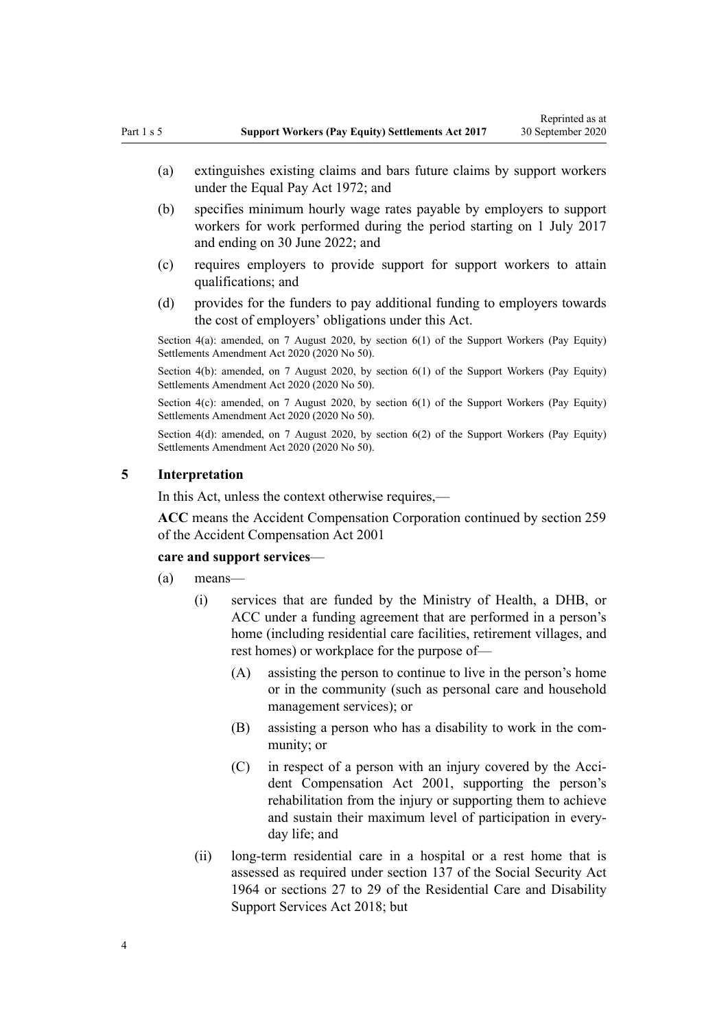(a) extinguishes existing claims and bars future claims by support workers under the Equal Pay Act 1972; and

(b) specifies minimum hourly wage rates payable by employers to support workers for work performed during the period starting on 1 July 2017 and ending on 30 June 2022; and

(c) requires employers to provide support for support workers to attain qualifications; and

(d) provides for the funders to pay additional funding to employers towards the cost of employers' obligations under this Act.

Section 4(a): amended, on 7 August 2020, by section 6(1) of the Support Workers (Pay Equity) Settlements Amendment Act 2020 (2020 No 50).

Section 4(b): amended, on 7 August 2020, by section 6(1) of the Support Workers (Pay Equity) Settlements Amendment Act 2020 (2020 No 50).

Section 4(c): amended, on 7 August 2020, by section 6(1) of the Support Workers (Pay Equity) Settlements Amendment Act 2020 (2020 No 50).

Section 4(d): amended, on 7 August 2020, by section 6(2) of the Support Workers (Pay Equity) Settlements Amendment Act 2020 (2020 No 50).

## 5 Interpretation

In this Act, unless the context otherwise requires,—

**ACC** means the Accident Compensation Corporation continued by section 259 of the Accident Compensation Act 2001

**care and support services**—

(a) means—

(i) services that are funded by the Ministry of Health, a DHB, or ACC under a funding agreement that are performed in a person's home (including residential care facilities, retirement villages, and rest homes) or workplace for the purpose of—

(A) assisting the person to continue to live in the person's home or in the community (such as personal care and household management services); or

(B) assisting a person who has a disability to work in the community; or

(C) in respect of a person with an injury covered by the Accident Compensation Act 2001, supporting the person's rehabilitation from the injury or supporting them to achieve and sustain their maximum level of participation in everyday life; and

(ii) long-term residential care in a hospital or a rest home that is assessed as required under section 137 of the Social Security Act 1964 or sections 27 to 29 of the Residential Care and Disability Support Services Act 2018; but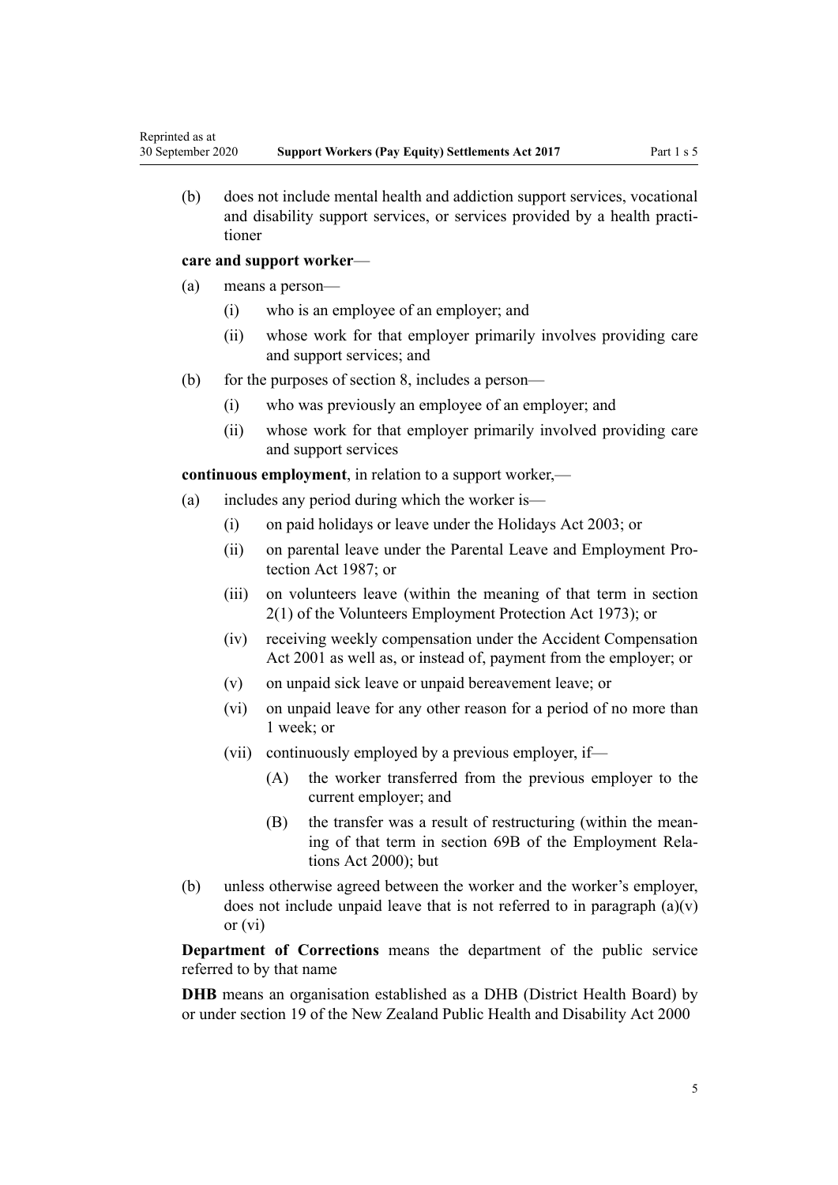(b) does not include mental health and addiction support services, vocational and disability support services, or services provided by a health practitioner

**care and support worker**—

(a) means a person—

  (i) who is an employee of an employer; and

  (ii) whose work for that employer primarily involves providing care and support services; and

(b) for the purposes of section 8, includes a person—

  (i) who was previously an employee of an employer; and

  (ii) whose work for that employer primarily involved providing care and support services

**continuous employment**, in relation to a support worker,—

(a) includes any period during which the worker is—

  (i) on paid holidays or leave under the Holidays Act 2003; or

  (ii) on parental leave under the Parental Leave and Employment Protection Act 1987; or

  (iii) on volunteers leave (within the meaning of that term in section 2(1) of the Volunteers Employment Protection Act 1973); or

  (iv) receiving weekly compensation under the Accident Compensation Act 2001 as well as, or instead of, payment from the employer; or

  (v) on unpaid sick leave or unpaid bereavement leave; or

  (vi) on unpaid leave for any other reason for a period of no more than 1 week; or

  (vii) continuously employed by a previous employer, if—

    (A) the worker transferred from the previous employer to the current employer; and

    (B) the transfer was a result of restructuring (within the meaning of that term in section 69B of the Employment Relations Act 2000); but

(b) unless otherwise agreed between the worker and the worker's employer, does not include unpaid leave that is not referred to in paragraph (a)(v) or (vi)

**Department of Corrections** means the department of the public service referred to by that name

**DHB** means an organisation established as a DHB (District Health Board) by or under section 19 of the New Zealand Public Health and Disability Act 2000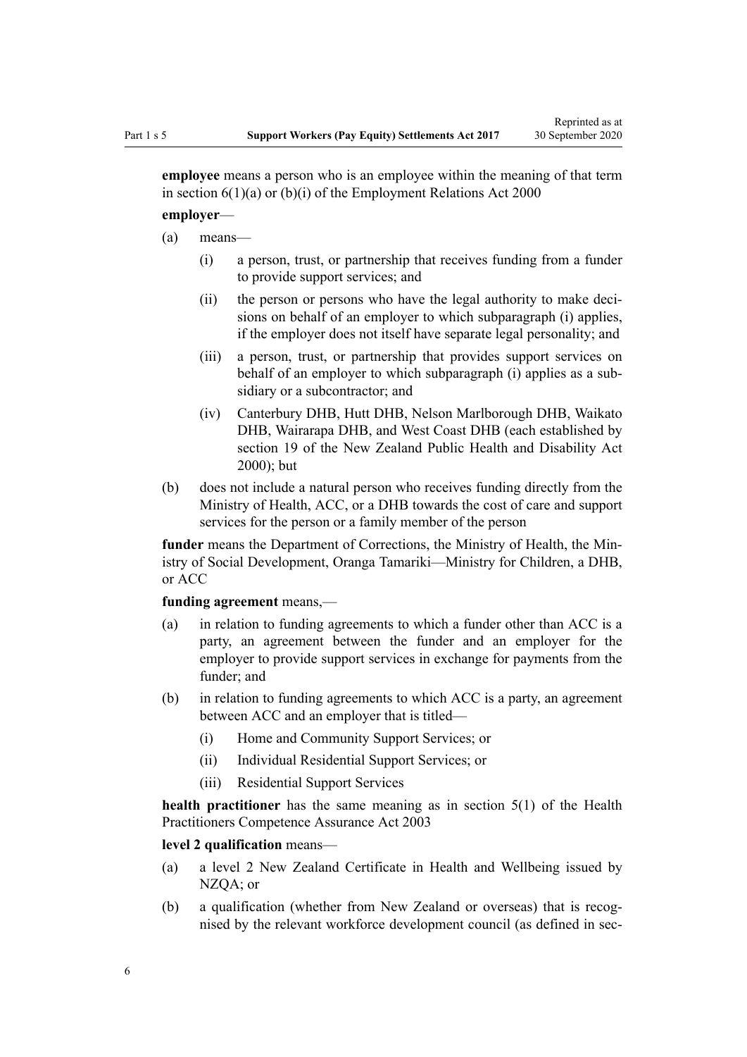**employee** means a person who is an employee within the meaning of that term in section 6(1)(a) or (b)(i) of the Employment Relations Act 2000

**employer**—

(a) means—

  (i) a person, trust, or partnership that receives funding from a funder to provide support services; and

  (ii) the person or persons who have the legal authority to make decisions on behalf of an employer to which subparagraph (i) applies, if the employer does not itself have separate legal personality; and

  (iii) a person, trust, or partnership that provides support services on behalf of an employer to which subparagraph (i) applies as a subsidiary or a subcontractor; and

  (iv) Canterbury DHB, Hutt DHB, Nelson Marlborough DHB, Waikato DHB, Wairarapa DHB, and West Coast DHB (each established by section 19 of the New Zealand Public Health and Disability Act 2000); but

(b) does not include a natural person who receives funding directly from the Ministry of Health, ACC, or a DHB towards the cost of care and support services for the person or a family member of the person

**funder** means the Department of Corrections, the Ministry of Health, the Ministry of Social Development, Oranga Tamariki—Ministry for Children, a DHB, or ACC

**funding agreement** means,—

(a) in relation to funding agreements to which a funder other than ACC is a party, an agreement between the funder and an employer for the employer to provide support services in exchange for payments from the funder; and

(b) in relation to funding agreements to which ACC is a party, an agreement between ACC and an employer that is titled—

  (i) Home and Community Support Services; or

  (ii) Individual Residential Support Services; or

  (iii) Residential Support Services

**health practitioner** has the same meaning as in section 5(1) of the Health Practitioners Competence Assurance Act 2003

**level 2 qualification** means—

(a) a level 2 New Zealand Certificate in Health and Wellbeing issued by NZQA; or

(b) a qualification (whether from New Zealand or overseas) that is recognised by the relevant workforce development council (as defined in sec-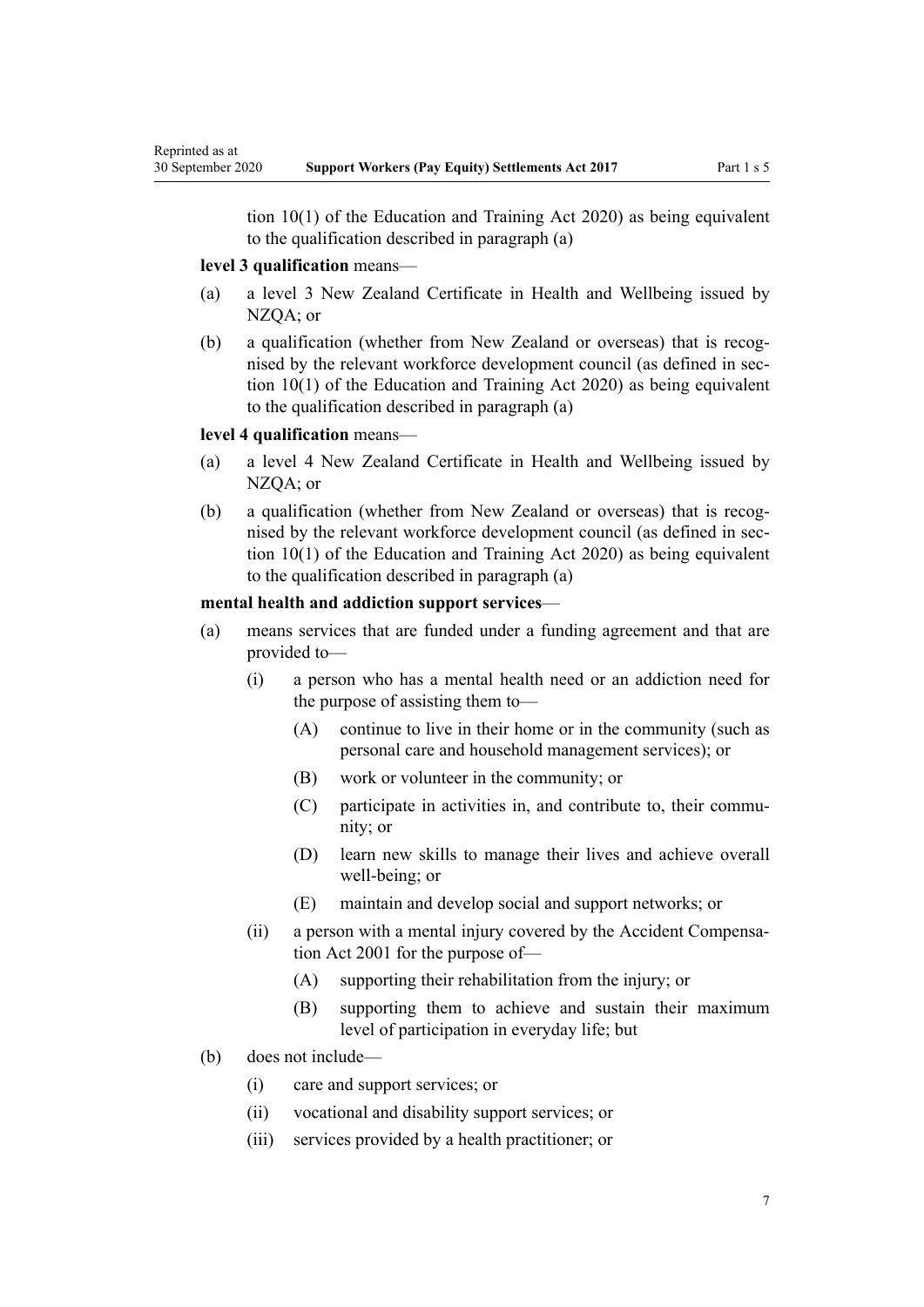tion 10(1) of the Education and Training Act 2020) as being equivalent to the qualification described in paragraph (a)

**level 3 qualification** means—

(a) a level 3 New Zealand Certificate in Health and Wellbeing issued by NZQA; or

(b) a qualification (whether from New Zealand or overseas) that is recognised by the relevant workforce development council (as defined in section 10(1) of the Education and Training Act 2020) as being equivalent to the qualification described in paragraph (a)

**level 4 qualification** means—

(a) a level 4 New Zealand Certificate in Health and Wellbeing issued by NZQA; or

(b) a qualification (whether from New Zealand or overseas) that is recognised by the relevant workforce development council (as defined in section 10(1) of the Education and Training Act 2020) as being equivalent to the qualification described in paragraph (a)

**mental health and addiction support services**—

(a) means services that are funded under a funding agreement and that are provided to—

  (i) a person who has a mental health need or an addiction need for the purpose of assisting them to—

    (A) continue to live in their home or in the community (such as personal care and household management services); or

    (B) work or volunteer in the community; or

    (C) participate in activities in, and contribute to, their community; or

    (D) learn new skills to manage their lives and achieve overall well-being; or

    (E) maintain and develop social and support networks; or

  (ii) a person with a mental injury covered by the Accident Compensation Act 2001 for the purpose of—

    (A) supporting their rehabilitation from the injury; or

    (B) supporting them to achieve and sustain their maximum level of participation in everyday life; but

(b) does not include—

  (i) care and support services; or

  (ii) vocational and disability support services; or

  (iii) services provided by a health practitioner; or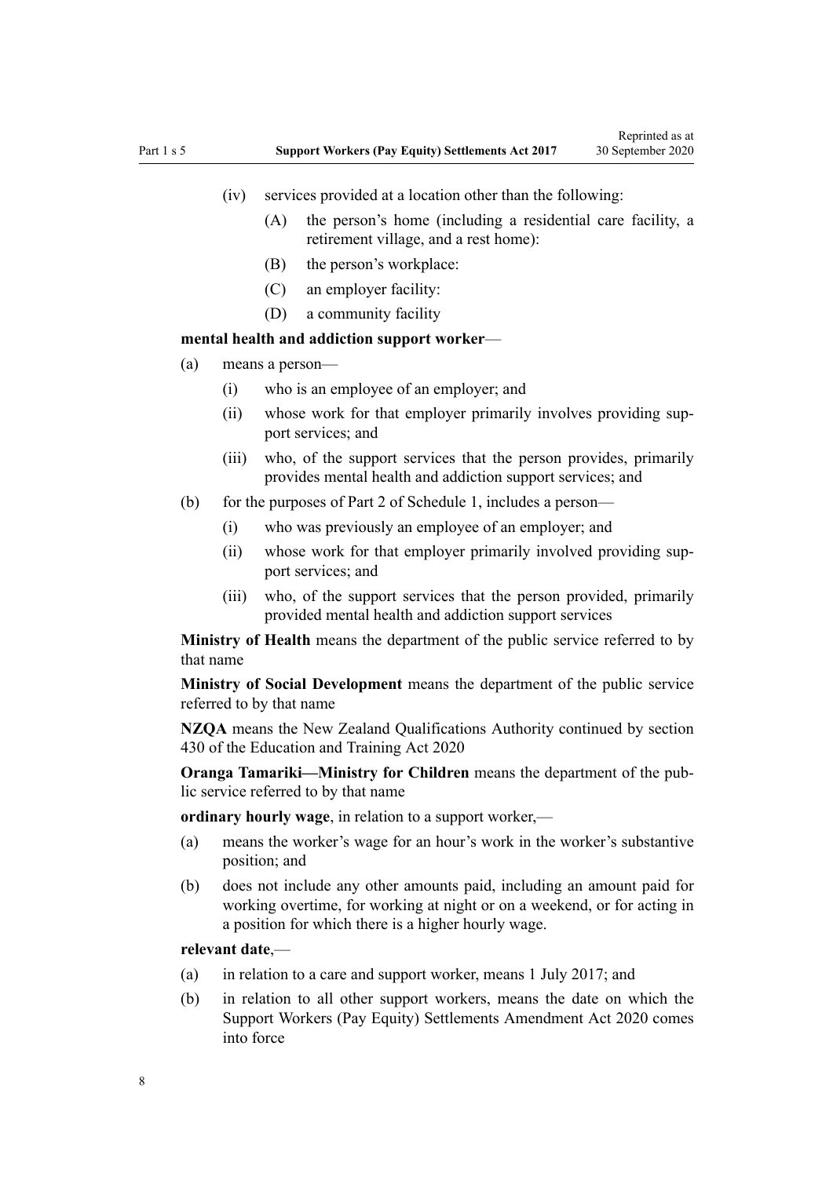(iv) services provided at a location other than the following:

(A) the person's home (including a residential care facility, a retirement village, and a rest home):

(B) the person's workplace:

(C) an employer facility:

(D) a community facility

**mental health and addiction support worker**—

(a) means a person—

(i) who is an employee of an employer; and

(ii) whose work for that employer primarily involves providing support services; and

(iii) who, of the support services that the person provides, primarily provides mental health and addiction support services; and

(b) for the purposes of Part 2 of Schedule 1, includes a person—

(i) who was previously an employee of an employer; and

(ii) whose work for that employer primarily involved providing support services; and

(iii) who, of the support services that the person provided, primarily provided mental health and addiction support services

**Ministry of Health** means the department of the public service referred to by that name

**Ministry of Social Development** means the department of the public service referred to by that name

**NZQA** means the New Zealand Qualifications Authority continued by section 430 of the Education and Training Act 2020

**Oranga Tamariki—Ministry for Children** means the department of the public service referred to by that name

**ordinary hourly wage**, in relation to a support worker,—

(a) means the worker's wage for an hour's work in the worker's substantive position; and

(b) does not include any other amounts paid, including an amount paid for working overtime, for working at night or on a weekend, or for acting in a position for which there is a higher hourly wage.

**relevant date**,—

(a) in relation to a care and support worker, means 1 July 2017; and

(b) in relation to all other support workers, means the date on which the Support Workers (Pay Equity) Settlements Amendment Act 2020 comes into force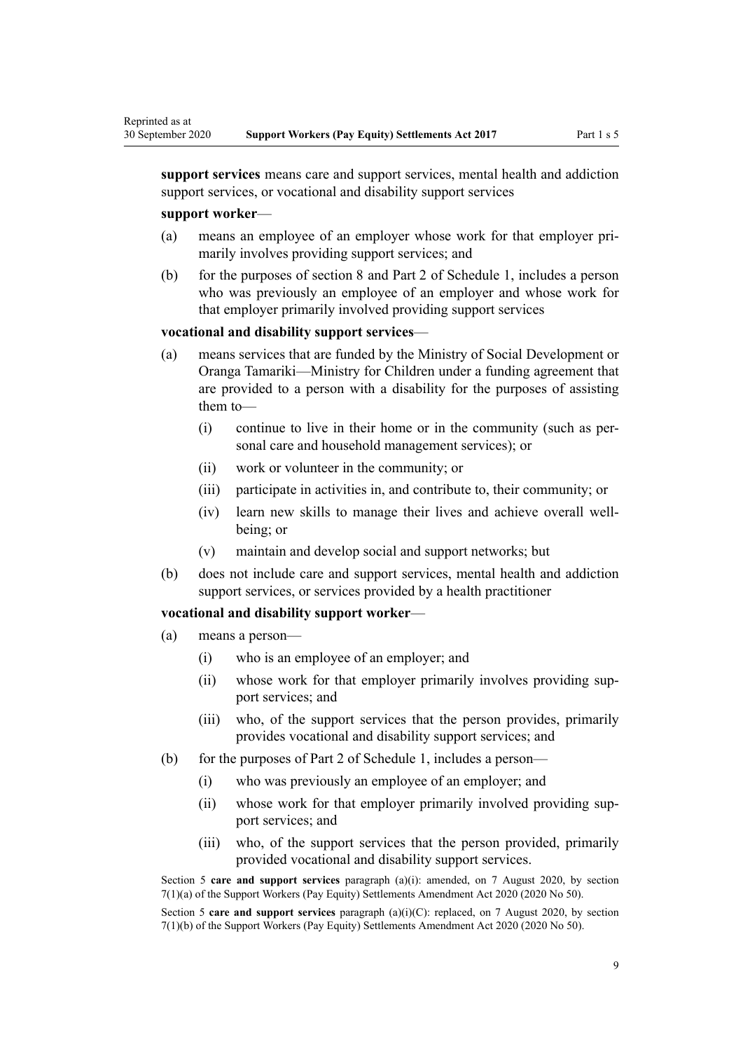**support services** means care and support services, mental health and addiction support services, or vocational and disability support services

**support worker**—

(a) means an employee of an employer whose work for that employer primarily involves providing support services; and

(b) for the purposes of section 8 and Part 2 of Schedule 1, includes a person who was previously an employee of an employer and whose work for that employer primarily involved providing support services

**vocational and disability support services**—

(a) means services that are funded by the Ministry of Social Development or Oranga Tamariki—Ministry for Children under a funding agreement that are provided to a person with a disability for the purposes of assisting them to—

  (i) continue to live in their home or in the community (such as personal care and household management services); or

  (ii) work or volunteer in the community; or

  (iii) participate in activities in, and contribute to, their community; or

  (iv) learn new skills to manage their lives and achieve overall wellbeing; or

  (v) maintain and develop social and support networks; but

(b) does not include care and support services, mental health and addiction support services, or services provided by a health practitioner

**vocational and disability support worker**—

(a) means a person—

  (i) who is an employee of an employer; and

  (ii) whose work for that employer primarily involves providing support services; and

  (iii) who, of the support services that the person provides, primarily provides vocational and disability support services; and

(b) for the purposes of Part 2 of Schedule 1, includes a person—

  (i) who was previously an employee of an employer; and

  (ii) whose work for that employer primarily involved providing support services; and

  (iii) who, of the support services that the person provided, primarily provided vocational and disability support services.

Section 5 **care and support services** paragraph (a)(i): amended, on 7 August 2020, by section 7(1)(a) of the Support Workers (Pay Equity) Settlements Amendment Act 2020 (2020 No 50).

Section 5 **care and support services** paragraph (a)(i)(C): replaced, on 7 August 2020, by section 7(1)(b) of the Support Workers (Pay Equity) Settlements Amendment Act 2020 (2020 No 50).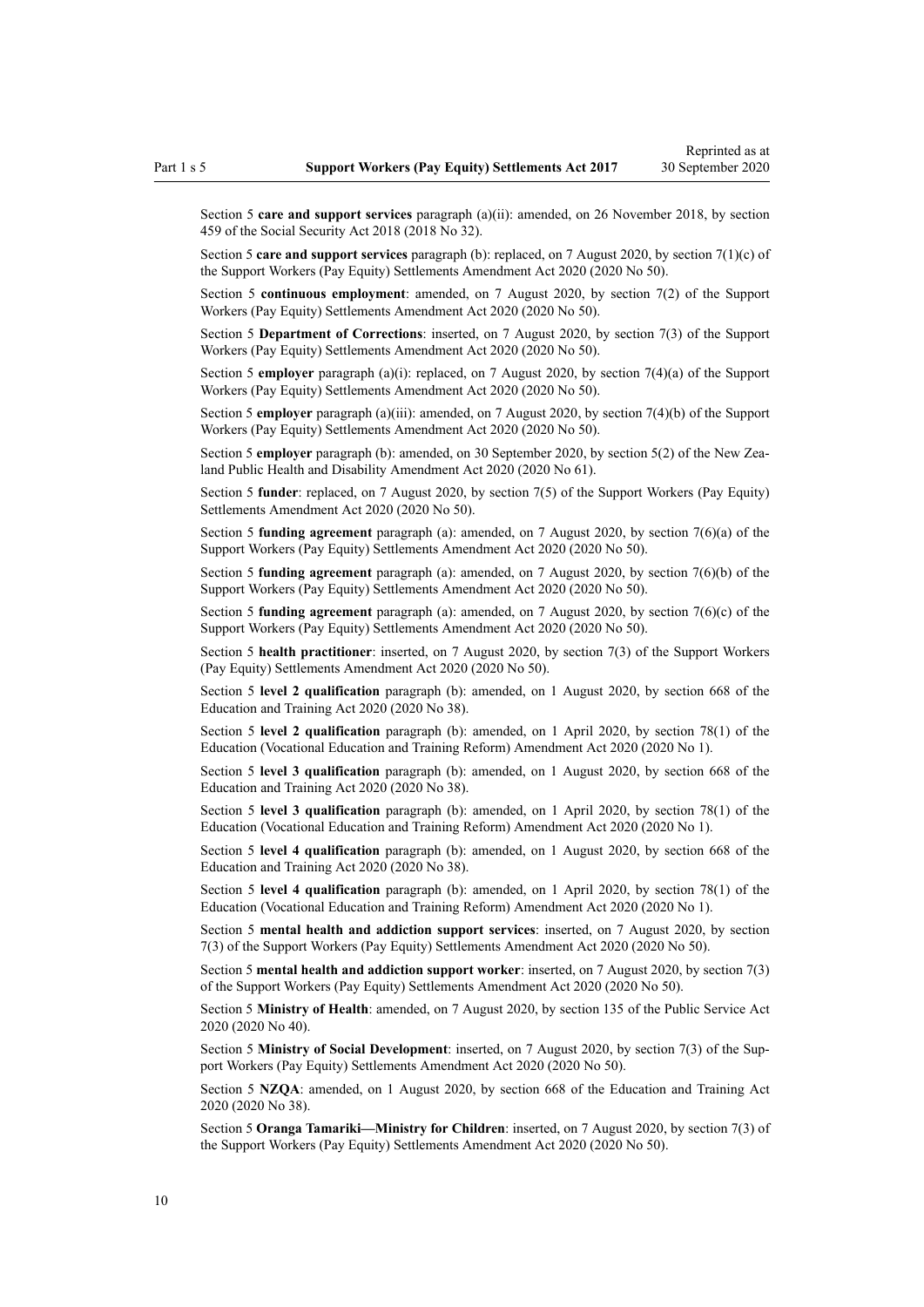Section 5 **care and support services** paragraph (a)(ii): amended, on 26 November 2018, by section 459 of the Social Security Act 2018 (2018 No 32).

Section 5 **care and support services** paragraph (b): replaced, on 7 August 2020, by section 7(1)(c) of the Support Workers (Pay Equity) Settlements Amendment Act 2020 (2020 No 50).

Section 5 **continuous employment**: amended, on 7 August 2020, by section 7(2) of the Support Workers (Pay Equity) Settlements Amendment Act 2020 (2020 No 50).

Section 5 **Department of Corrections**: inserted, on 7 August 2020, by section 7(3) of the Support Workers (Pay Equity) Settlements Amendment Act 2020 (2020 No 50).

Section 5 **employer** paragraph (a)(i): replaced, on 7 August 2020, by section 7(4)(a) of the Support Workers (Pay Equity) Settlements Amendment Act 2020 (2020 No 50).

Section 5 **employer** paragraph (a)(iii): amended, on 7 August 2020, by section 7(4)(b) of the Support Workers (Pay Equity) Settlements Amendment Act 2020 (2020 No 50).

Section 5 **employer** paragraph (b): amended, on 30 September 2020, by section 5(2) of the New Zealand Public Health and Disability Amendment Act 2020 (2020 No 61).

Section 5 **funder**: replaced, on 7 August 2020, by section 7(5) of the Support Workers (Pay Equity) Settlements Amendment Act 2020 (2020 No 50).

Section 5 **funding agreement** paragraph (a): amended, on 7 August 2020, by section 7(6)(a) of the Support Workers (Pay Equity) Settlements Amendment Act 2020 (2020 No 50).

Section 5 **funding agreement** paragraph (a): amended, on 7 August 2020, by section 7(6)(b) of the Support Workers (Pay Equity) Settlements Amendment Act 2020 (2020 No 50).

Section 5 **funding agreement** paragraph (a): amended, on 7 August 2020, by section 7(6)(c) of the Support Workers (Pay Equity) Settlements Amendment Act 2020 (2020 No 50).

Section 5 **health practitioner**: inserted, on 7 August 2020, by section 7(3) of the Support Workers (Pay Equity) Settlements Amendment Act 2020 (2020 No 50).

Section 5 **level 2 qualification** paragraph (b): amended, on 1 August 2020, by section 668 of the Education and Training Act 2020 (2020 No 38).

Section 5 **level 2 qualification** paragraph (b): amended, on 1 April 2020, by section 78(1) of the Education (Vocational Education and Training Reform) Amendment Act 2020 (2020 No 1).

Section 5 **level 3 qualification** paragraph (b): amended, on 1 August 2020, by section 668 of the Education and Training Act 2020 (2020 No 38).

Section 5 **level 3 qualification** paragraph (b): amended, on 1 April 2020, by section 78(1) of the Education (Vocational Education and Training Reform) Amendment Act 2020 (2020 No 1).

Section 5 **level 4 qualification** paragraph (b): amended, on 1 August 2020, by section 668 of the Education and Training Act 2020 (2020 No 38).

Section 5 **level 4 qualification** paragraph (b): amended, on 1 April 2020, by section 78(1) of the Education (Vocational Education and Training Reform) Amendment Act 2020 (2020 No 1).

Section 5 **mental health and addiction support services**: inserted, on 7 August 2020, by section 7(3) of the Support Workers (Pay Equity) Settlements Amendment Act 2020 (2020 No 50).

Section 5 **mental health and addiction support worker**: inserted, on 7 August 2020, by section 7(3) of the Support Workers (Pay Equity) Settlements Amendment Act 2020 (2020 No 50).

Section 5 **Ministry of Health**: amended, on 7 August 2020, by section 135 of the Public Service Act 2020 (2020 No 40).

Section 5 **Ministry of Social Development**: inserted, on 7 August 2020, by section 7(3) of the Support Workers (Pay Equity) Settlements Amendment Act 2020 (2020 No 50).

Section 5 **NZQA**: amended, on 1 August 2020, by section 668 of the Education and Training Act 2020 (2020 No 38).

Section 5 **Oranga Tamariki—Ministry for Children**: inserted, on 7 August 2020, by section 7(3) of the Support Workers (Pay Equity) Settlements Amendment Act 2020 (2020 No 50).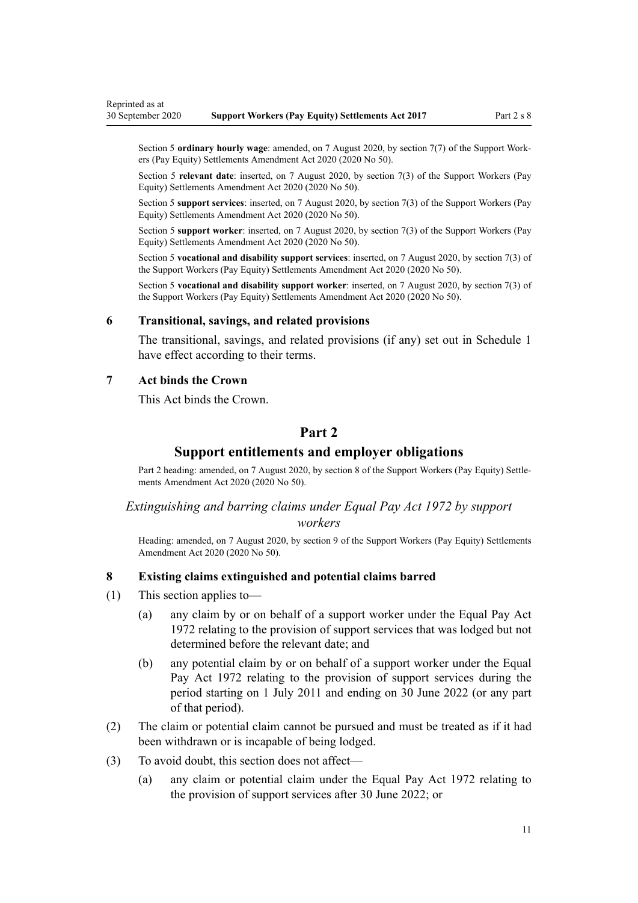Section 5 **ordinary hourly wage**: amended, on 7 August 2020, by section 7(7) of the Support Workers (Pay Equity) Settlements Amendment Act 2020 (2020 No 50).

Section 5 **relevant date**: inserted, on 7 August 2020, by section 7(3) of the Support Workers (Pay Equity) Settlements Amendment Act 2020 (2020 No 50).

Section 5 **support services**: inserted, on 7 August 2020, by section 7(3) of the Support Workers (Pay Equity) Settlements Amendment Act 2020 (2020 No 50).

Section 5 **support worker**: inserted, on 7 August 2020, by section 7(3) of the Support Workers (Pay Equity) Settlements Amendment Act 2020 (2020 No 50).

Section 5 **vocational and disability support services**: inserted, on 7 August 2020, by section 7(3) of the Support Workers (Pay Equity) Settlements Amendment Act 2020 (2020 No 50).

Section 5 **vocational and disability support worker**: inserted, on 7 August 2020, by section 7(3) of the Support Workers (Pay Equity) Settlements Amendment Act 2020 (2020 No 50).

### 6 Transitional, savings, and related provisions

The transitional, savings, and related provisions (if any) set out in Schedule 1 have effect according to their terms.

### 7 Act binds the Crown

This Act binds the Crown.

## Part 2

## Support entitlements and employer obligations

Part 2 heading: amended, on 7 August 2020, by section 8 of the Support Workers (Pay Equity) Settlements Amendment Act 2020 (2020 No 50).

*Extinguishing and barring claims under Equal Pay Act 1972 by support workers*

Heading: amended, on 7 August 2020, by section 9 of the Support Workers (Pay Equity) Settlements Amendment Act 2020 (2020 No 50).

### 8 Existing claims extinguished and potential claims barred

(1) This section applies to—

- (a) any claim by or on behalf of a support worker under the Equal Pay Act 1972 relating to the provision of support services that was lodged but not determined before the relevant date; and
- (b) any potential claim by or on behalf of a support worker under the Equal Pay Act 1972 relating to the provision of support services during the period starting on 1 July 2011 and ending on 30 June 2022 (or any part of that period).

(2) The claim or potential claim cannot be pursued and must be treated as if it had been withdrawn or is incapable of being lodged.

(3) To avoid doubt, this section does not affect—

- (a) any claim or potential claim under the Equal Pay Act 1972 relating to the provision of support services after 30 June 2022; or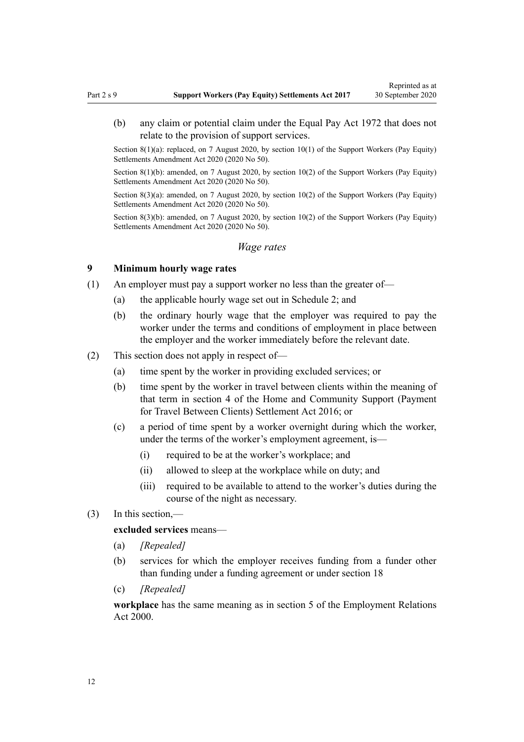(b) any claim or potential claim under the Equal Pay Act 1972 that does not relate to the provision of support services.

Section 8(1)(a): replaced, on 7 August 2020, by section 10(1) of the Support Workers (Pay Equity) Settlements Amendment Act 2020 (2020 No 50).

Section 8(1)(b): amended, on 7 August 2020, by section 10(2) of the Support Workers (Pay Equity) Settlements Amendment Act 2020 (2020 No 50).

Section 8(3)(a): amended, on 7 August 2020, by section 10(2) of the Support Workers (Pay Equity) Settlements Amendment Act 2020 (2020 No 50).

Section 8(3)(b): amended, on 7 August 2020, by section 10(2) of the Support Workers (Pay Equity) Settlements Amendment Act 2020 (2020 No 50).

*Wage rates*

### 9 Minimum hourly wage rates

(1) An employer must pay a support worker no less than the greater of—

(a) the applicable hourly wage set out in Schedule 2; and

(b) the ordinary hourly wage that the employer was required to pay the worker under the terms and conditions of employment in place between the employer and the worker immediately before the relevant date.

(2) This section does not apply in respect of—

(a) time spent by the worker in providing excluded services; or

(b) time spent by the worker in travel between clients within the meaning of that term in section 4 of the Home and Community Support (Payment for Travel Between Clients) Settlement Act 2016; or

(c) a period of time spent by a worker overnight during which the worker, under the terms of the worker's employment agreement, is—

(i) required to be at the worker's workplace; and

(ii) allowed to sleep at the workplace while on duty; and

(iii) required to be available to attend to the worker's duties during the course of the night as necessary.

(3) In this section,—

**excluded services** means—

(a) *[Repealed]*

(b) services for which the employer receives funding from a funder other than funding under a funding agreement or under section 18

(c) *[Repealed]*

**workplace** has the same meaning as in section 5 of the Employment Relations Act 2000.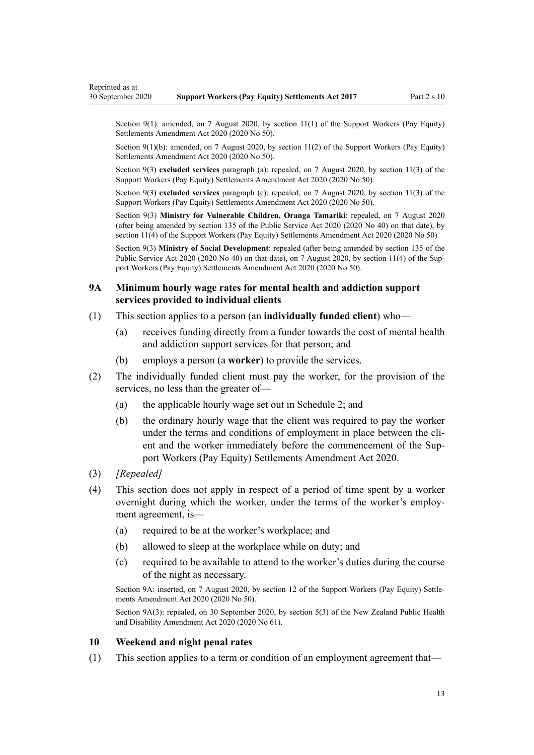Section 9(1): amended, on 7 August 2020, by section 11(1) of the Support Workers (Pay Equity) Settlements Amendment Act 2020 (2020 No 50).

Section 9(1)(b): amended, on 7 August 2020, by section 11(2) of the Support Workers (Pay Equity) Settlements Amendment Act 2020 (2020 No 50).

Section 9(3) **excluded services** paragraph (a): repealed, on 7 August 2020, by section 11(3) of the Support Workers (Pay Equity) Settlements Amendment Act 2020 (2020 No 50).

Section 9(3) **excluded services** paragraph (c): repealed, on 7 August 2020, by section 11(3) of the Support Workers (Pay Equity) Settlements Amendment Act 2020 (2020 No 50).

Section 9(3) **Ministry for Vulnerable Children, Oranga Tamariki**: repealed, on 7 August 2020 (after being amended by section 135 of the Public Service Act 2020 (2020 No 40) on that date), by section 11(4) of the Support Workers (Pay Equity) Settlements Amendment Act 2020 (2020 No 50).

Section 9(3) **Ministry of Social Development**: repealed (after being amended by section 135 of the Public Service Act 2020 (2020 No 40) on that date), on 7 August 2020, by section 11(4) of the Support Workers (Pay Equity) Settlements Amendment Act 2020 (2020 No 50).

### 9A Minimum hourly wage rates for mental health and addiction support services provided to individual clients

(1) This section applies to a person (an **individually funded client**) who—

- (a) receives funding directly from a funder towards the cost of mental health and addiction support services for that person; and
- (b) employs a person (a **worker**) to provide the services.

(2) The individually funded client must pay the worker, for the provision of the services, no less than the greater of—

- (a) the applicable hourly wage set out in Schedule 2; and
- (b) the ordinary hourly wage that the client was required to pay the worker under the terms and conditions of employment in place between the client and the worker immediately before the commencement of the Support Workers (Pay Equity) Settlements Amendment Act 2020.

(3) *[Repealed]*

(4) This section does not apply in respect of a period of time spent by a worker overnight during which the worker, under the terms of the worker's employment agreement, is—

- (a) required to be at the worker's workplace; and
- (b) allowed to sleep at the workplace while on duty; and
- (c) required to be available to attend to the worker's duties during the course of the night as necessary.

Section 9A: inserted, on 7 August 2020, by section 12 of the Support Workers (Pay Equity) Settlements Amendment Act 2020 (2020 No 50).

Section 9A(3): repealed, on 30 September 2020, by section 5(3) of the New Zealand Public Health and Disability Amendment Act 2020 (2020 No 61).

### 10 Weekend and night penal rates

(1) This section applies to a term or condition of an employment agreement that—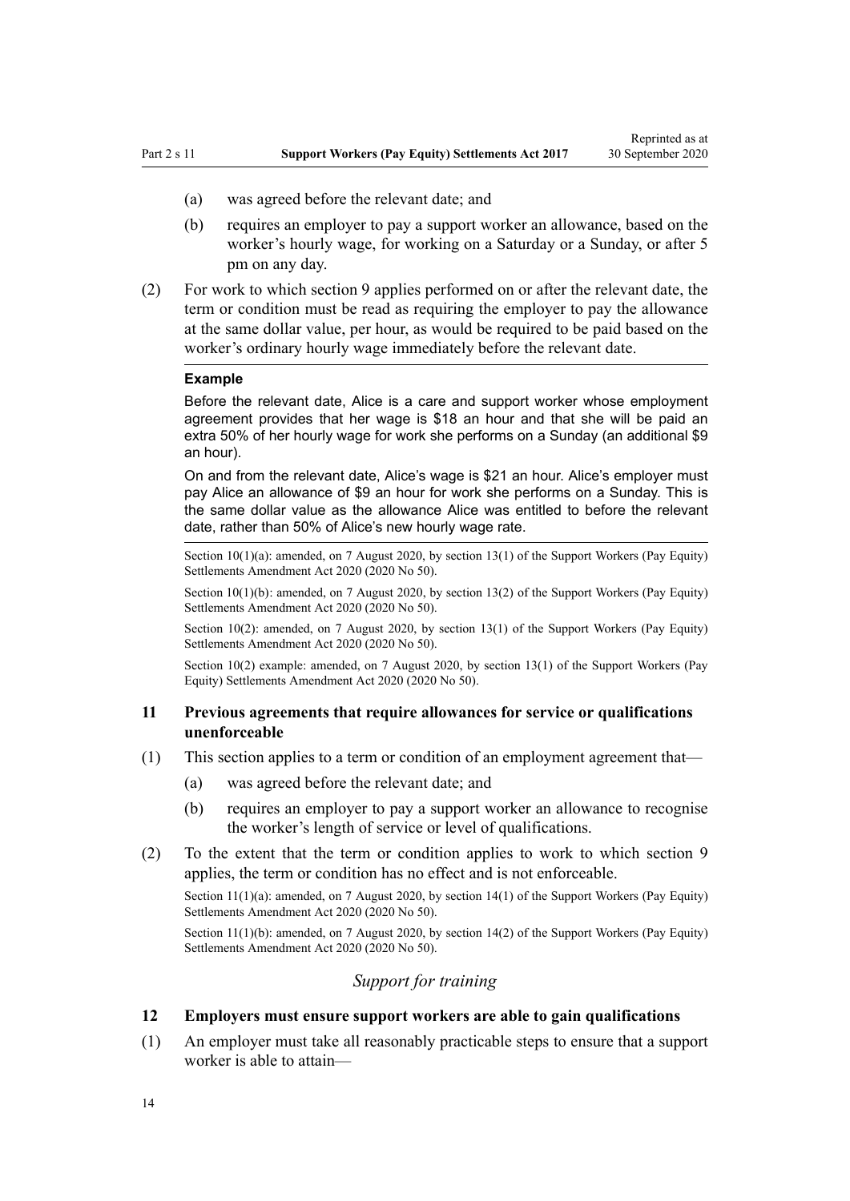(a) was agreed before the relevant date; and

(b) requires an employer to pay a support worker an allowance, based on the worker's hourly wage, for working on a Saturday or a Sunday, or after 5 pm on any day.

(2) For work to which section 9 applies performed on or after the relevant date, the term or condition must be read as requiring the employer to pay the allowance at the same dollar value, per hour, as would be required to be paid based on the worker's ordinary hourly wage immediately before the relevant date.

**Example**

Before the relevant date, Alice is a care and support worker whose employment agreement provides that her wage is $18 an hour and that she will be paid an extra 50% of her hourly wage for work she performs on a Sunday (an additional $9 an hour).

On and from the relevant date, Alice's wage is $21 an hour. Alice's employer must pay Alice an allowance of $9 an hour for work she performs on a Sunday. This is the same dollar value as the allowance Alice was entitled to before the relevant date, rather than 50% of Alice's new hourly wage rate.

Section 10(1)(a): amended, on 7 August 2020, by section 13(1) of the Support Workers (Pay Equity) Settlements Amendment Act 2020 (2020 No 50).

Section 10(1)(b): amended, on 7 August 2020, by section 13(2) of the Support Workers (Pay Equity) Settlements Amendment Act 2020 (2020 No 50).

Section 10(2): amended, on 7 August 2020, by section 13(1) of the Support Workers (Pay Equity) Settlements Amendment Act 2020 (2020 No 50).

Section 10(2) example: amended, on 7 August 2020, by section 13(1) of the Support Workers (Pay Equity) Settlements Amendment Act 2020 (2020 No 50).

### 11 Previous agreements that require allowances for service or qualifications unenforceable

(1) This section applies to a term or condition of an employment agreement that—

(a) was agreed before the relevant date; and

(b) requires an employer to pay a support worker an allowance to recognise the worker's length of service or level of qualifications.

(2) To the extent that the term or condition applies to work to which section 9 applies, the term or condition has no effect and is not enforceable.

Section 11(1)(a): amended, on 7 August 2020, by section 14(1) of the Support Workers (Pay Equity) Settlements Amendment Act 2020 (2020 No 50).

Section 11(1)(b): amended, on 7 August 2020, by section 14(2) of the Support Workers (Pay Equity) Settlements Amendment Act 2020 (2020 No 50).

*Support for training*

### 12 Employers must ensure support workers are able to gain qualifications

(1) An employer must take all reasonably practicable steps to ensure that a support worker is able to attain—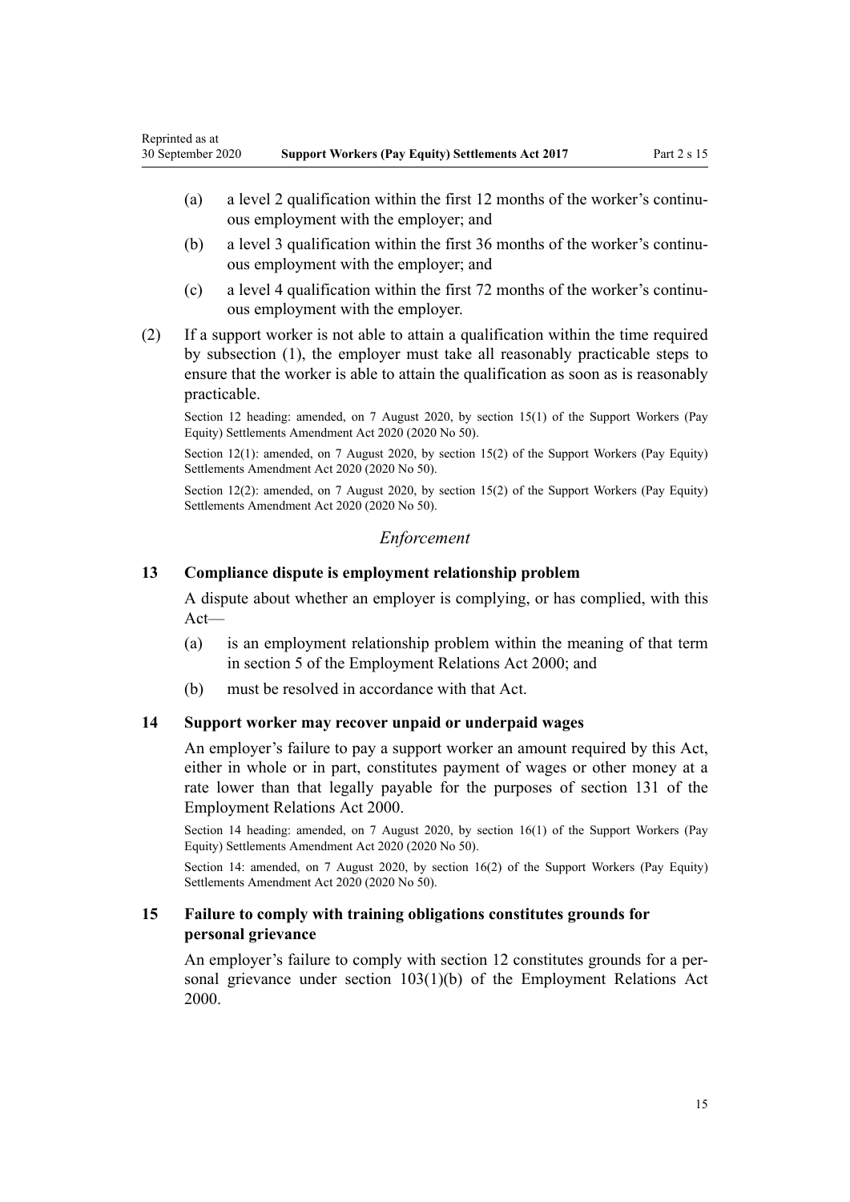(a) a level 2 qualification within the first 12 months of the worker's continuous employment with the employer; and

(b) a level 3 qualification within the first 36 months of the worker's continuous employment with the employer; and

(c) a level 4 qualification within the first 72 months of the worker's continuous employment with the employer.

(2) If a support worker is not able to attain a qualification within the time required by subsection (1), the employer must take all reasonably practicable steps to ensure that the worker is able to attain the qualification as soon as is reasonably practicable.

Section 12 heading: amended, on 7 August 2020, by section 15(1) of the Support Workers (Pay Equity) Settlements Amendment Act 2020 (2020 No 50).

Section 12(1): amended, on 7 August 2020, by section 15(2) of the Support Workers (Pay Equity) Settlements Amendment Act 2020 (2020 No 50).

Section 12(2): amended, on 7 August 2020, by section 15(2) of the Support Workers (Pay Equity) Settlements Amendment Act 2020 (2020 No 50).

### *Enforcement*

### 13 Compliance dispute is employment relationship problem

A dispute about whether an employer is complying, or has complied, with this Act—

(a) is an employment relationship problem within the meaning of that term in section 5 of the Employment Relations Act 2000; and

(b) must be resolved in accordance with that Act.

### 14 Support worker may recover unpaid or underpaid wages

An employer's failure to pay a support worker an amount required by this Act, either in whole or in part, constitutes payment of wages or other money at a rate lower than that legally payable for the purposes of section 131 of the Employment Relations Act 2000.

Section 14 heading: amended, on 7 August 2020, by section 16(1) of the Support Workers (Pay Equity) Settlements Amendment Act 2020 (2020 No 50).

Section 14: amended, on 7 August 2020, by section 16(2) of the Support Workers (Pay Equity) Settlements Amendment Act 2020 (2020 No 50).

### 15 Failure to comply with training obligations constitutes grounds for personal grievance

An employer's failure to comply with section 12 constitutes grounds for a personal grievance under section 103(1)(b) of the Employment Relations Act 2000.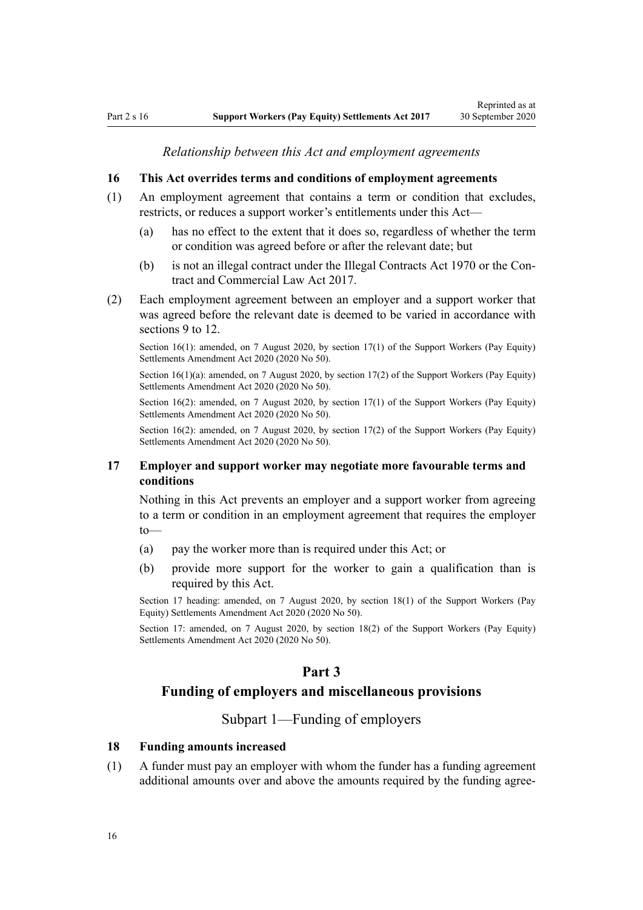*Relationship between this Act and employment agreements*

**16 This Act overrides terms and conditions of employment agreements**

(1) An employment agreement that contains a term or condition that excludes, restricts, or reduces a support worker's entitlements under this Act—

(a) has no effect to the extent that it does so, regardless of whether the term or condition was agreed before or after the relevant date; but

(b) is not an illegal contract under the Illegal Contracts Act 1970 or the Contract and Commercial Law Act 2017.

(2) Each employment agreement between an employer and a support worker that was agreed before the relevant date is deemed to be varied in accordance with sections 9 to 12.

Section 16(1): amended, on 7 August 2020, by section 17(1) of the Support Workers (Pay Equity) Settlements Amendment Act 2020 (2020 No 50).

Section 16(1)(a): amended, on 7 August 2020, by section 17(2) of the Support Workers (Pay Equity) Settlements Amendment Act 2020 (2020 No 50).

Section 16(2): amended, on 7 August 2020, by section 17(1) of the Support Workers (Pay Equity) Settlements Amendment Act 2020 (2020 No 50).

Section 16(2): amended, on 7 August 2020, by section 17(2) of the Support Workers (Pay Equity) Settlements Amendment Act 2020 (2020 No 50).

**17 Employer and support worker may negotiate more favourable terms and conditions**

Nothing in this Act prevents an employer and a support worker from agreeing to a term or condition in an employment agreement that requires the employer to—

(a) pay the worker more than is required under this Act; or

(b) provide more support for the worker to gain a qualification than is required by this Act.

Section 17 heading: amended, on 7 August 2020, by section 18(1) of the Support Workers (Pay Equity) Settlements Amendment Act 2020 (2020 No 50).

Section 17: amended, on 7 August 2020, by section 18(2) of the Support Workers (Pay Equity) Settlements Amendment Act 2020 (2020 No 50).

# Part 3
## Funding of employers and miscellaneous provisions

### Subpart 1—Funding of employers

**18 Funding amounts increased**

(1) A funder must pay an employer with whom the funder has a funding agreement additional amounts over and above the amounts required by the funding agree-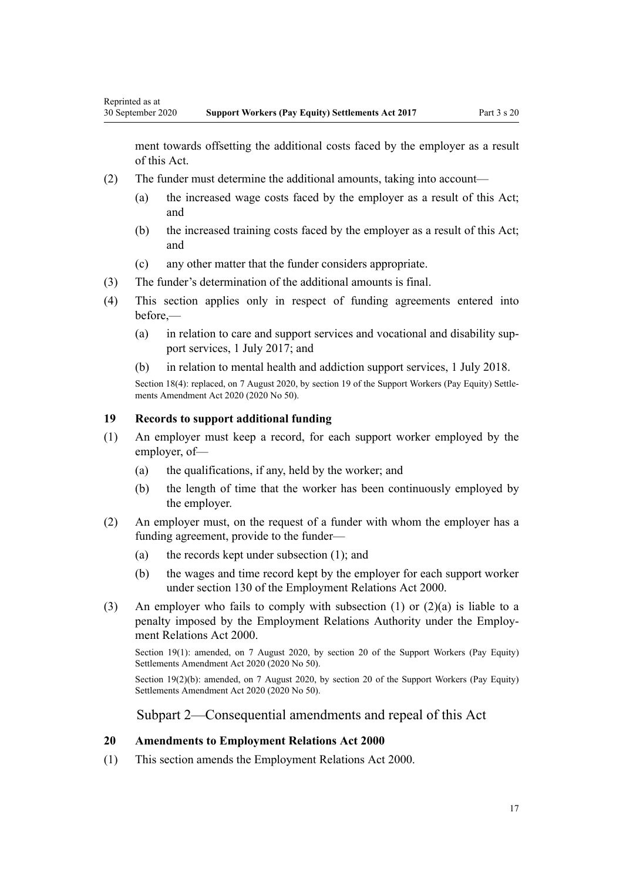ment towards offsetting the additional costs faced by the employer as a result of this Act.

(2) The funder must determine the additional amounts, taking into account—

(a) the increased wage costs faced by the employer as a result of this Act; and

(b) the increased training costs faced by the employer as a result of this Act; and

(c) any other matter that the funder considers appropriate.

(3) The funder's determination of the additional amounts is final.

(4) This section applies only in respect of funding agreements entered into before,—

(a) in relation to care and support services and vocational and disability support services, 1 July 2017; and

(b) in relation to mental health and addiction support services, 1 July 2018.

Section 18(4): replaced, on 7 August 2020, by section 19 of the Support Workers (Pay Equity) Settlements Amendment Act 2020 (2020 No 50).

### 19 Records to support additional funding

(1) An employer must keep a record, for each support worker employed by the employer, of—

(a) the qualifications, if any, held by the worker; and

(b) the length of time that the worker has been continuously employed by the employer.

(2) An employer must, on the request of a funder with whom the employer has a funding agreement, provide to the funder—

(a) the records kept under subsection (1); and

(b) the wages and time record kept by the employer for each support worker under section 130 of the Employment Relations Act 2000.

(3) An employer who fails to comply with subsection (1) or (2)(a) is liable to a penalty imposed by the Employment Relations Authority under the Employment Relations Act 2000.

Section 19(1): amended, on 7 August 2020, by section 20 of the Support Workers (Pay Equity) Settlements Amendment Act 2020 (2020 No 50).

Section 19(2)(b): amended, on 7 August 2020, by section 20 of the Support Workers (Pay Equity) Settlements Amendment Act 2020 (2020 No 50).

## Subpart 2—Consequential amendments and repeal of this Act

### 20 Amendments to Employment Relations Act 2000

(1) This section amends the Employment Relations Act 2000.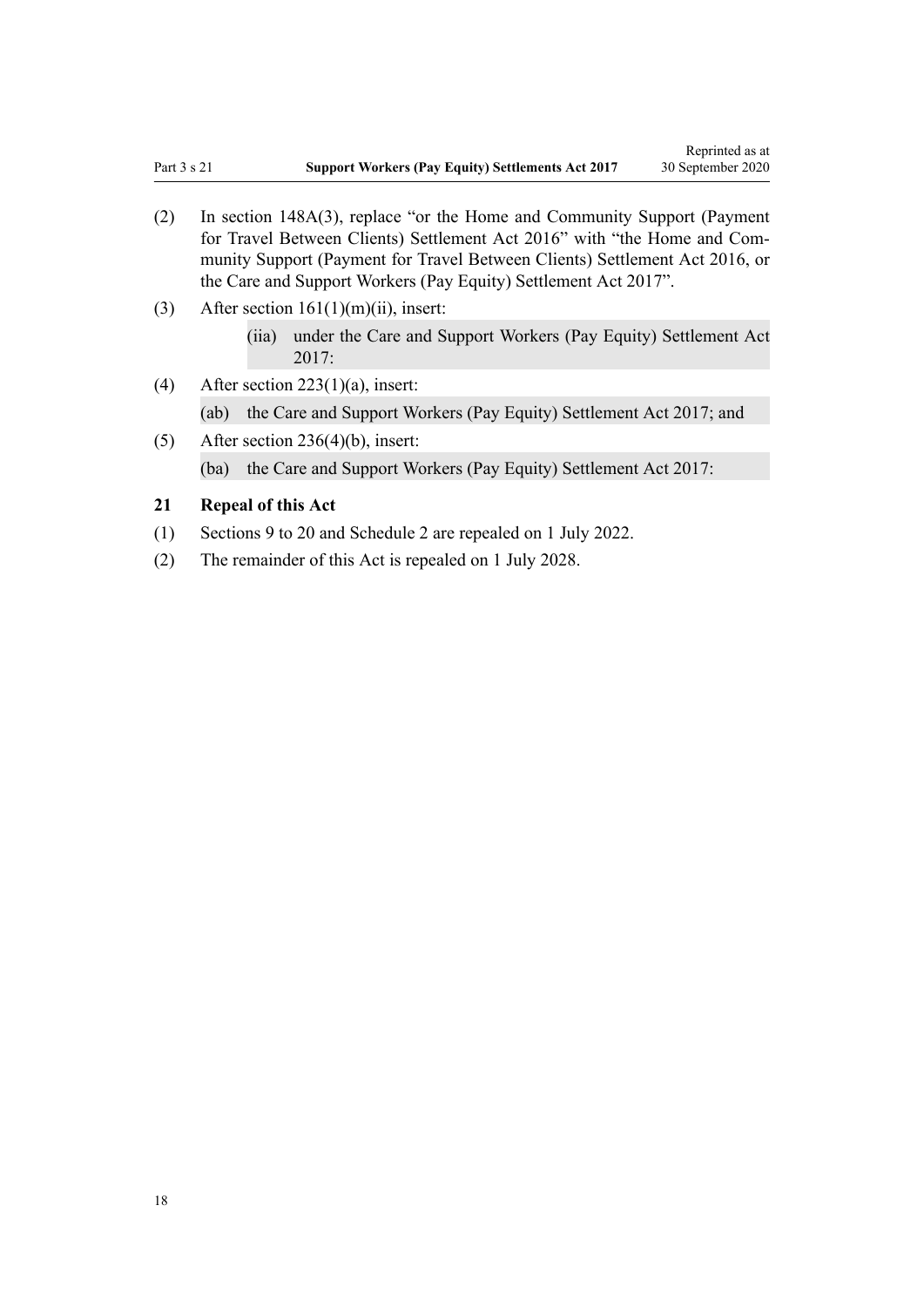(2) In section 148A(3), replace "or the Home and Community Support (Payment for Travel Between Clients) Settlement Act 2016" with "the Home and Community Support (Payment for Travel Between Clients) Settlement Act 2016, or the Care and Support Workers (Pay Equity) Settlement Act 2017".

(3) After section 161(1)(m)(ii), insert:

> (iia) under the Care and Support Workers (Pay Equity) Settlement Act 2017:

(4) After section 223(1)(a), insert:

> (ab) the Care and Support Workers (Pay Equity) Settlement Act 2017; and

(5) After section 236(4)(b), insert:

> (ba) the Care and Support Workers (Pay Equity) Settlement Act 2017:

### 21 Repeal of this Act

(1) Sections 9 to 20 and Schedule 2 are repealed on 1 July 2022.

(2) The remainder of this Act is repealed on 1 July 2028.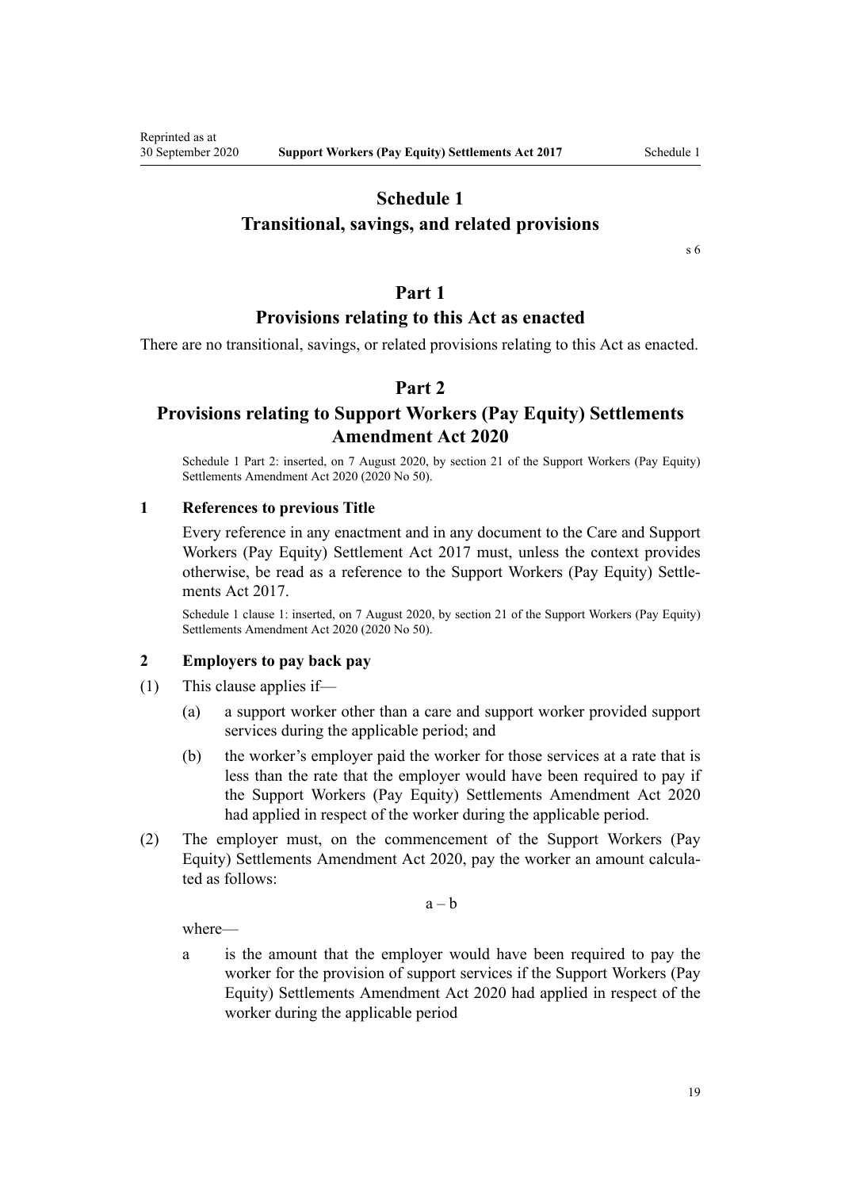# Schedule 1
## Transitional, savings, and related provisions

s 6

## Part 1
### Provisions relating to this Act as enacted

There are no transitional, savings, or related provisions relating to this Act as enacted.

## Part 2
### Provisions relating to Support Workers (Pay Equity) Settlements Amendment Act 2020

Schedule 1 Part 2: inserted, on 7 August 2020, by section 21 of the Support Workers (Pay Equity) Settlements Amendment Act 2020 (2020 No 50).

**1 References to previous Title**

Every reference in any enactment and in any document to the Care and Support Workers (Pay Equity) Settlement Act 2017 must, unless the context provides otherwise, be read as a reference to the Support Workers (Pay Equity) Settlements Act 2017.

Schedule 1 clause 1: inserted, on 7 August 2020, by section 21 of the Support Workers (Pay Equity) Settlements Amendment Act 2020 (2020 No 50).

**2 Employers to pay back pay**

(1) This clause applies if—

(a) a support worker other than a care and support worker provided support services during the applicable period; and

(b) the worker's employer paid the worker for those services at a rate that is less than the rate that the employer would have been required to pay if the Support Workers (Pay Equity) Settlements Amendment Act 2020 had applied in respect of the worker during the applicable period.

(2) The employer must, on the commencement of the Support Workers (Pay Equity) Settlements Amendment Act 2020, pay the worker an amount calculated as follows:

$$a - b$$

where—

a is the amount that the employer would have been required to pay the worker for the provision of support services if the Support Workers (Pay Equity) Settlements Amendment Act 2020 had applied in respect of the worker during the applicable period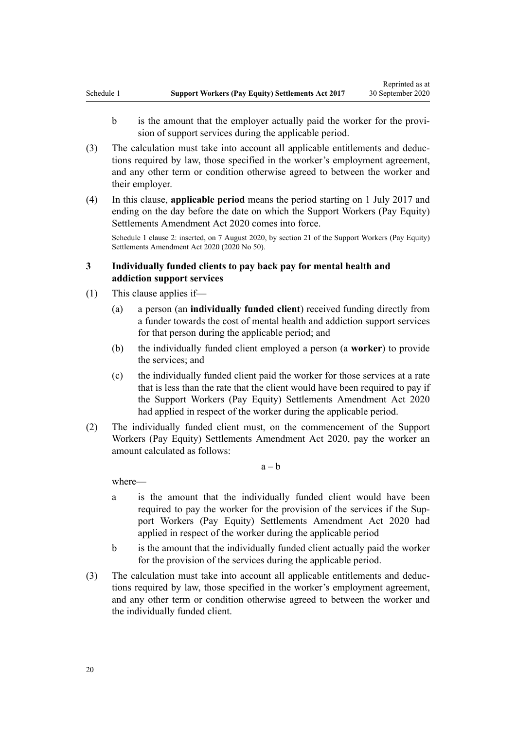b is the amount that the employer actually paid the worker for the provision of support services during the applicable period.

(3) The calculation must take into account all applicable entitlements and deductions required by law, those specified in the worker's employment agreement, and any other term or condition otherwise agreed to between the worker and their employer.

(4) In this clause, **applicable period** means the period starting on 1 July 2017 and ending on the day before the date on which the Support Workers (Pay Equity) Settlements Amendment Act 2020 comes into force.

Schedule 1 clause 2: inserted, on 7 August 2020, by section 21 of the Support Workers (Pay Equity) Settlements Amendment Act 2020 (2020 No 50).

### 3 Individually funded clients to pay back pay for mental health and addiction support services

(1) This clause applies if—

- (a) a person (an **individually funded client**) received funding directly from a funder towards the cost of mental health and addiction support services for that person during the applicable period; and
- (b) the individually funded client employed a person (a **worker**) to provide the services; and
- (c) the individually funded client paid the worker for those services at a rate that is less than the rate that the client would have been required to pay if the Support Workers (Pay Equity) Settlements Amendment Act 2020 had applied in respect of the worker during the applicable period.

(2) The individually funded client must, on the commencement of the Support Workers (Pay Equity) Settlements Amendment Act 2020, pay the worker an amount calculated as follows:

$$a - b$$

where—

a is the amount that the individually funded client would have been required to pay the worker for the provision of the services if the Support Workers (Pay Equity) Settlements Amendment Act 2020 had applied in respect of the worker during the applicable period

b is the amount that the individually funded client actually paid the worker for the provision of the services during the applicable period.

(3) The calculation must take into account all applicable entitlements and deductions required by law, those specified in the worker's employment agreement, and any other term or condition otherwise agreed to between the worker and the individually funded client.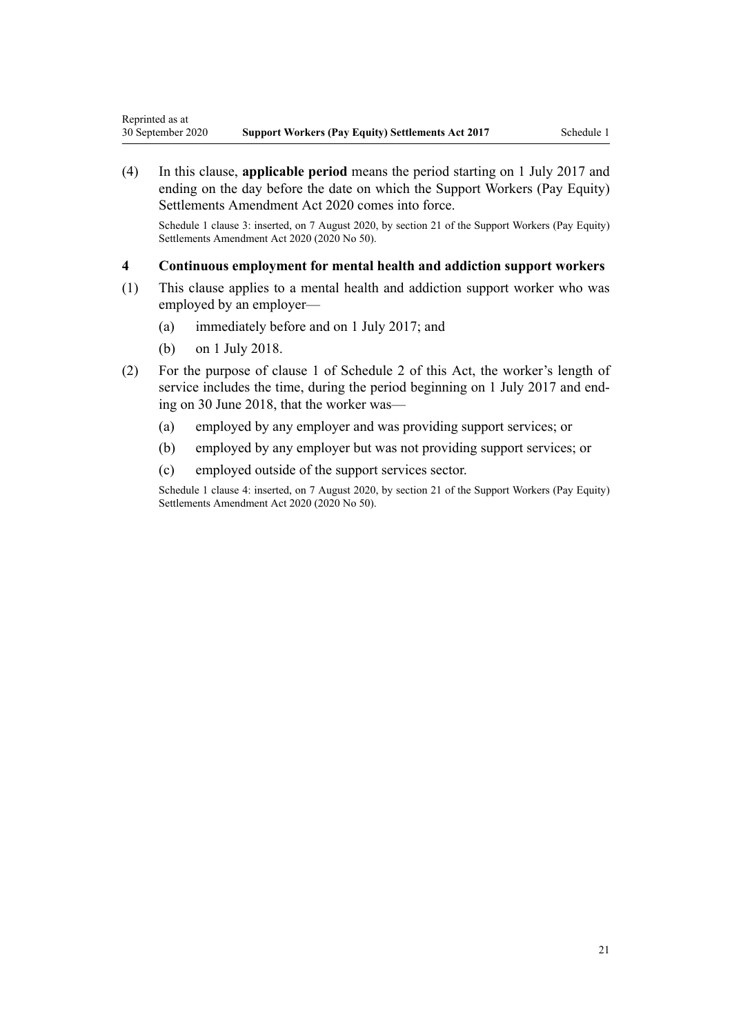(4) In this clause, **applicable period** means the period starting on 1 July 2017 and ending on the day before the date on which the Support Workers (Pay Equity) Settlements Amendment Act 2020 comes into force.

Schedule 1 clause 3: inserted, on 7 August 2020, by section 21 of the Support Workers (Pay Equity) Settlements Amendment Act 2020 (2020 No 50).

### 4 Continuous employment for mental health and addiction support workers

(1) This clause applies to a mental health and addiction support worker who was employed by an employer—

(a) immediately before and on 1 July 2017; and

(b) on 1 July 2018.

(2) For the purpose of clause 1 of Schedule 2 of this Act, the worker's length of service includes the time, during the period beginning on 1 July 2017 and ending on 30 June 2018, that the worker was—

(a) employed by any employer and was providing support services; or

(b) employed by any employer but was not providing support services; or

(c) employed outside of the support services sector.

Schedule 1 clause 4: inserted, on 7 August 2020, by section 21 of the Support Workers (Pay Equity) Settlements Amendment Act 2020 (2020 No 50).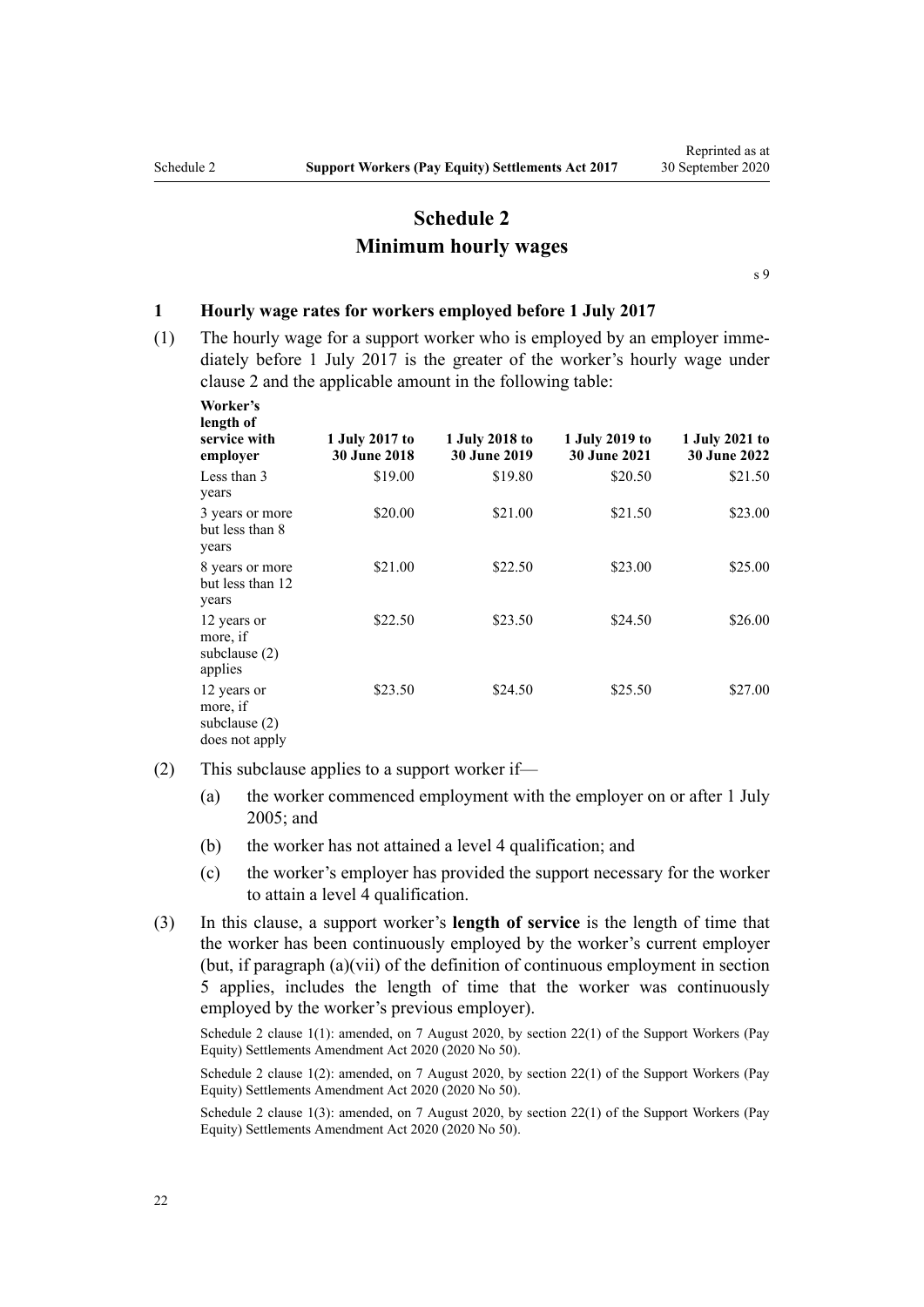# Schedule 2
## Minimum hourly wages

s 9

### 1 Hourly wage rates for workers employed before 1 July 2017

(1) The hourly wage for a support worker who is employed by an employer immediately before 1 July 2017 is the greater of the worker's hourly wage under clause 2 and the applicable amount in the following table:

| Worker's length of service with employer | 1 July 2017 to 30 June 2018 | 1 July 2018 to 30 June 2019 | 1 July 2019 to 30 June 2021 | 1 July 2021 to 30 June 2022 |
|---|---|---|---|---|
| Less than 3 years | $19.00 | $19.80 | $20.50 | $21.50 |
| 3 years or more but less than 8 years | $20.00 | $21.00 | $21.50 | $23.00 |
| 8 years or more but less than 12 years | $21.00 | $22.50 | $23.00 | $25.00 |
| 12 years or more, if subclause (2) applies | $22.50 | $23.50 | $24.50 | $26.00 |
| 12 years or more, if subclause (2) does not apply | $23.50 | $24.50 | $25.50 | $27.00 |

(2) This subclause applies to a support worker if—

(a) the worker commenced employment with the employer on or after 1 July 2005; and

(b) the worker has not attained a level 4 qualification; and

(c) the worker's employer has provided the support necessary for the worker to attain a level 4 qualification.

(3) In this clause, a support worker's **length of service** is the length of time that the worker has been continuously employed by the worker's current employer (but, if paragraph (a)(vii) of the definition of continuous employment in section 5 applies, includes the length of time that the worker was continuously employed by the worker's previous employer).

Schedule 2 clause 1(1): amended, on 7 August 2020, by section 22(1) of the Support Workers (Pay Equity) Settlements Amendment Act 2020 (2020 No 50).

Schedule 2 clause 1(2): amended, on 7 August 2020, by section 22(1) of the Support Workers (Pay Equity) Settlements Amendment Act 2020 (2020 No 50).

Schedule 2 clause 1(3): amended, on 7 August 2020, by section 22(1) of the Support Workers (Pay Equity) Settlements Amendment Act 2020 (2020 No 50).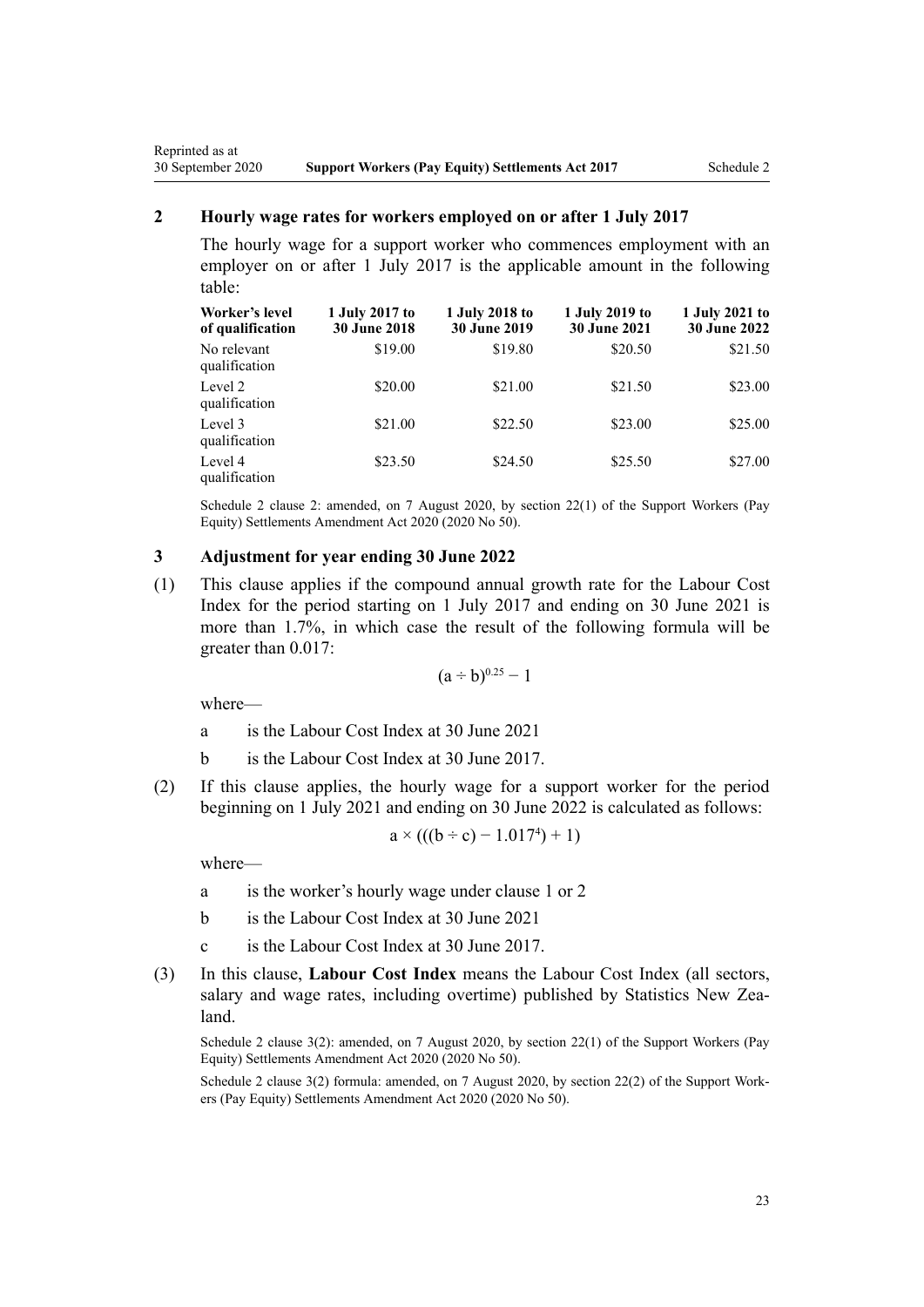## 2 Hourly wage rates for workers employed on or after 1 July 2017

The hourly wage for a support worker who commences employment with an employer on or after 1 July 2017 is the applicable amount in the following table:

| Worker's level of qualification | 1 July 2017 to 30 June 2018 | 1 July 2018 to 30 June 2019 | 1 July 2019 to 30 June 2021 | 1 July 2021 to 30 June 2022 |
|---|---|---|---|---|
| No relevant qualification | $19.00 | $19.80 | $20.50 | $21.50 |
| Level 2 qualification | $20.00 | $21.00 | $21.50 | $23.00 |
| Level 3 qualification | $21.00 | $22.50 | $23.00 | $25.00 |
| Level 4 qualification | $23.50 | $24.50 | $25.50 | $27.00 |

Schedule 2 clause 2: amended, on 7 August 2020, by section 22(1) of the Support Workers (Pay Equity) Settlements Amendment Act 2020 (2020 No 50).

## 3 Adjustment for year ending 30 June 2022

(1) This clause applies if the compound annual growth rate for the Labour Cost Index for the period starting on 1 July 2017 and ending on 30 June 2021 is more than 1.7%, in which case the result of the following formula will be greater than 0.017:

$$(a \div b)^{0.25} - 1$$

where—

a is the Labour Cost Index at 30 June 2021

b is the Labour Cost Index at 30 June 2017.

(2) If this clause applies, the hourly wage for a support worker for the period beginning on 1 July 2021 and ending on 30 June 2022 is calculated as follows:

$$a \times (((b \div c) - 1.017^4) + 1)$$

where—

a is the worker's hourly wage under clause 1 or 2

b is the Labour Cost Index at 30 June 2021

c is the Labour Cost Index at 30 June 2017.

(3) In this clause, **Labour Cost Index** means the Labour Cost Index (all sectors, salary and wage rates, including overtime) published by Statistics New Zealand.

Schedule 2 clause 3(2): amended, on 7 August 2020, by section 22(1) of the Support Workers (Pay Equity) Settlements Amendment Act 2020 (2020 No 50).

Schedule 2 clause 3(2) formula: amended, on 7 August 2020, by section 22(2) of the Support Workers (Pay Equity) Settlements Amendment Act 2020 (2020 No 50).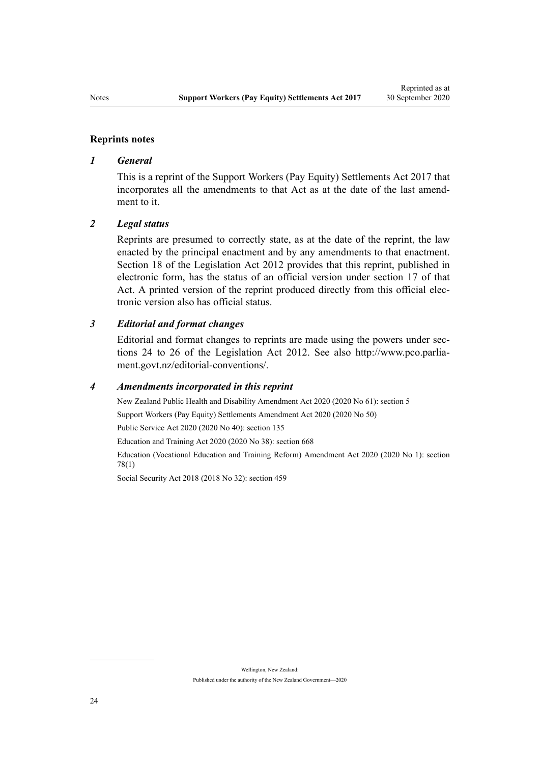## Reprints notes

### *1 General*

This is a reprint of the Support Workers (Pay Equity) Settlements Act 2017 that incorporates all the amendments to that Act as at the date of the last amendment to it.

### *2 Legal status*

Reprints are presumed to correctly state, as at the date of the reprint, the law enacted by the principal enactment and by any amendments to that enactment. Section 18 of the Legislation Act 2012 provides that this reprint, published in electronic form, has the status of an official version under section 17 of that Act. A printed version of the reprint produced directly from this official electronic version also has official status.

### *3 Editorial and format changes*

Editorial and format changes to reprints are made using the powers under sections 24 to 26 of the Legislation Act 2012. See also http://www.pco.parliament.govt.nz/editorial-conventions/.

### *4 Amendments incorporated in this reprint*

New Zealand Public Health and Disability Amendment Act 2020 (2020 No 61): section 5

Support Workers (Pay Equity) Settlements Amendment Act 2020 (2020 No 50)

Public Service Act 2020 (2020 No 40): section 135

Education and Training Act 2020 (2020 No 38): section 668

Education (Vocational Education and Training Reform) Amendment Act 2020 (2020 No 1): section 78(1)

Social Security Act 2018 (2018 No 32): section 459

Wellington, New Zealand:

Published under the authority of the New Zealand Government—2020